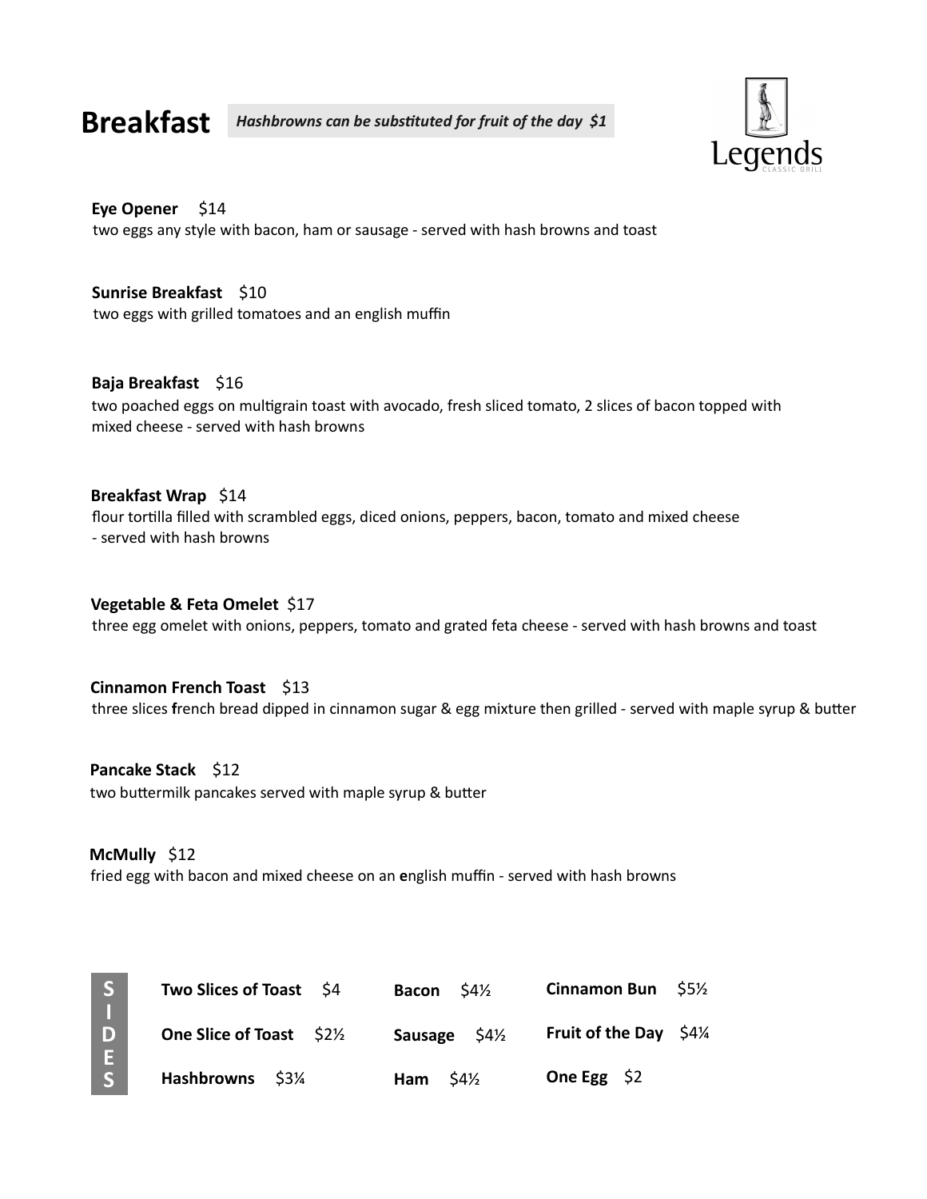# Breakfast

***Hashbrowns can be substituted for fruit of the day $1***

Legends
CLASSIC GRILL

**Eye Opener** $14
two eggs any style with bacon, ham or sausage - served with hash browns and toast

**Sunrise Breakfast** $10
two eggs with grilled tomatoes and an english muffin

**Baja Breakfast** $16
two poached eggs on multigrain toast with avocado, fresh sliced tomato, 2 slices of bacon topped with mixed cheese - served with hash browns

**Breakfast Wrap** $14
flour tortilla filled with scrambled eggs, diced onions, peppers, bacon, tomato and mixed cheese - served with hash browns

**Vegetable & Feta Omelet** $17
three egg omelet with onions, peppers, tomato and grated feta cheese - served with hash browns and toast

**Cinnamon French Toast** $13
three slices french bread dipped in cinnamon sugar & egg mixture then grilled - served with maple syrup & butter

**Pancake Stack** $12
two buttermilk pancakes served with maple syrup & butter

**McMully** $12
fried egg with bacon and mixed cheese on an english muffin - served with hash browns

## SIDES

**Two Slices of Toast** $4

**One Slice of Toast** $2½

**Hashbrowns** $3¼

**Bacon** $4½

**Sausage** $4½

**Ham** $4½

**Cinnamon Bun** $5½

**Fruit of the Day** $4¼

**One Egg** $2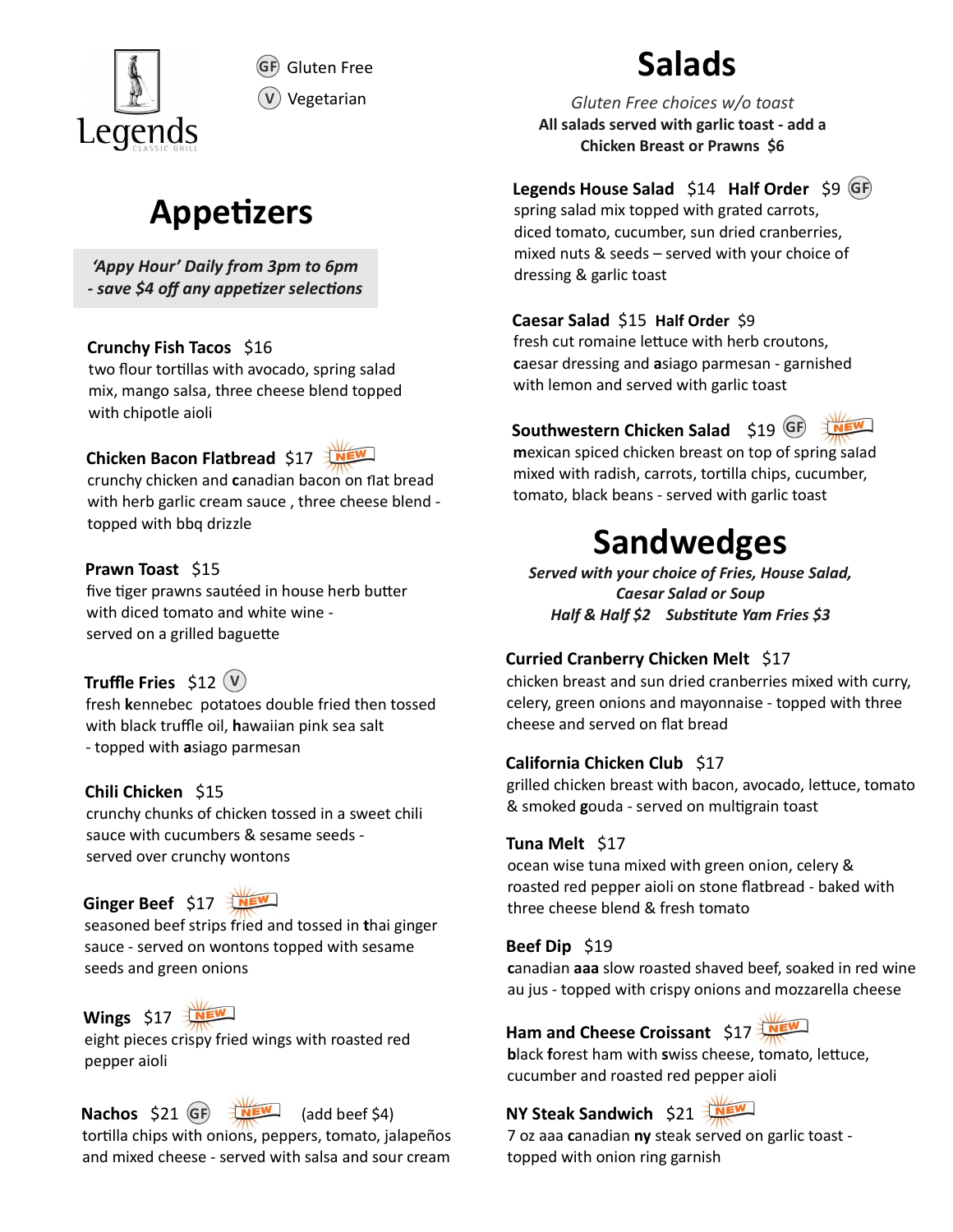Legends CLASSIC GRILL

(GF) Gluten Free
(V) Vegetarian

# Appetizers

***'Appy Hour' Daily from 3pm to 6pm - save $4 off any appetizer selections***

**Crunchy Fish Tacos** $16
two flour tortillas with avocado, spring salad mix, mango salsa, three cheese blend topped with chipotle aioli

**Chicken Bacon Flatbread** $17 NEW
crunchy chicken and **c**anadian bacon on flat bread with herb garlic cream sauce , three cheese blend - topped with bbq drizzle

**Prawn Toast** $15
five tiger prawns sautéed in house herb butter with diced tomato and white wine - served on a grilled baguette

**Truffle Fries** $12 (V)
fresh **k**ennebec potatoes double fried then tossed with black truffle oil, **h**awaiian pink sea salt - topped with **a**siago parmesan

**Chili Chicken** $15
crunchy chunks of chicken tossed in a sweet chili sauce with cucumbers & sesame seeds - served over crunchy wontons

**Ginger Beef** $17 NEW
seasoned beef strips fried and tossed in **t**hai ginger sauce - served on wontons topped with sesame seeds and green onions

**Wings** $17 NEW
eight pieces crispy fried wings with roasted red pepper aioli

**Nachos** $21 (GF) NEW (add beef $4)
tortilla chips with onions, peppers, tomato, jalapeños and mixed cheese - served with salsa and sour cream

# Salads

*Gluten Free choices w/o toast*
**All salads served with garlic toast - add a Chicken Breast or Prawns $6**

**Legends House Salad** $14 **Half Order** $9 (GF)
spring salad mix topped with grated carrots, diced tomato, cucumber, sun dried cranberries, mixed nuts & seeds – served with your choice of dressing & garlic toast

**Caesar Salad** $15 **Half Order** $9
fresh cut romaine lettuce with herb croutons, **c**aesar dressing and **a**siago parmesan - garnished with lemon and served with garlic toast

**Southwestern Chicken Salad** $19 (GF) NEW
**m**exican spiced chicken breast on top of spring salad mixed with radish, carrots, tortilla chips, cucumber, tomato, black beans - served with garlic toast

# Sandwedges

***Served with your choice of Fries, House Salad, Caesar Salad or Soup***
***Half & Half $2 Substitute Yam Fries $3***

**Curried Cranberry Chicken Melt** $17
chicken breast and sun dried cranberries mixed with curry, celery, green onions and mayonnaise - topped with three cheese and served on flat bread

**California Chicken Club** $17
grilled chicken breast with bacon, avocado, lettuce, tomato & smoked **g**ouda - served on multigrain toast

**Tuna Melt** $17
ocean wise tuna mixed with green onion, celery & roasted red pepper aioli on stone flatbread - baked with three cheese blend & fresh tomato

**Beef Dip** $19
**c**anadian **aaa** slow roasted shaved beef, soaked in red wine au jus - topped with crispy onions and mozzarella cheese

**Ham and Cheese Croissant** $17 NEW
**b**lack **f**orest ham with **s**wiss cheese, tomato, lettuce, cucumber and roasted red pepper aioli

**NY Steak Sandwich** $21 NEW
7 oz aaa **c**anadian **ny** steak served on garlic toast - topped with onion ring garnish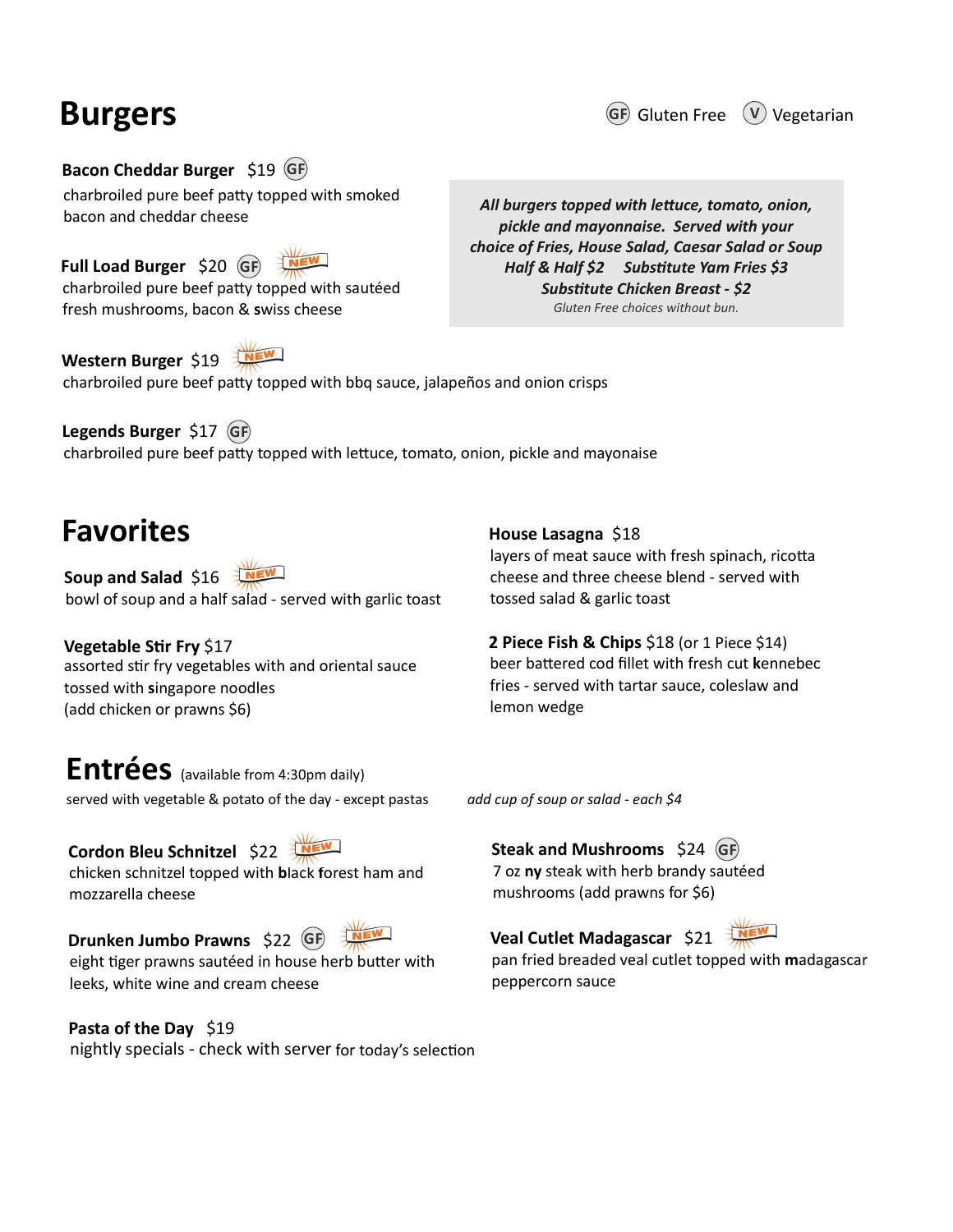# Burgers

(GF) Gluten Free (V) Vegetarian

**Bacon Cheddar Burger** $19 (GF)
charbroiled pure beef patty topped with smoked bacon and cheddar cheese

**Full Load Burger** $20 (GF) NEW
charbroiled pure beef patty topped with sautéed fresh mushrooms, bacon & swiss cheese

*All burgers topped with lettuce, tomato, onion, pickle and mayonnaise. Served with your choice of Fries, House Salad, Caesar Salad or Soup*
*Half & Half $2 Substitute Yam Fries $3*
*Substitute Chicken Breast - $2*
*Gluten Free choices without bun.*

**Western Burger** $19 NEW
charbroiled pure beef patty topped with bbq sauce, jalapeños and onion crisps

**Legends Burger** $17 (GF)
charbroiled pure beef patty topped with lettuce, tomato, onion, pickle and mayonaise

# Favorites

**Soup and Salad** $16 NEW
bowl of soup and a half salad - served with garlic toast

**Vegetable Stir Fry** $17
assorted stir fry vegetables with and oriental sauce tossed with singapore noodles
(add chicken or prawns $6)

**House Lasagna** $18
layers of meat sauce with fresh spinach, ricotta cheese and three cheese blend - served with tossed salad & garlic toast

**2 Piece Fish & Chips** $18 (or 1 Piece $14)
beer battered cod fillet with fresh cut kennebec fries - served with tartar sauce, coleslaw and lemon wedge

# Entrées (available from 4:30pm daily)

served with vegetable & potato of the day - except pastas

*add cup of soup or salad - each $4*

**Cordon Bleu Schnitzel** $22 NEW
chicken schnitzel topped with black forest ham and mozzarella cheese

**Drunken Jumbo Prawns** $22 (GF) NEW
eight tiger prawns sautéed in house herb butter with leeks, white wine and cream cheese

**Pasta of the Day** $19
nightly specials - check with server for today's selection

**Steak and Mushrooms** $24 (GF)
7 oz ny steak with herb brandy sautéed mushrooms (add prawns for $6)

**Veal Cutlet Madagascar** $21 NEW
pan fried breaded veal cutlet topped with madagascar peppercorn sauce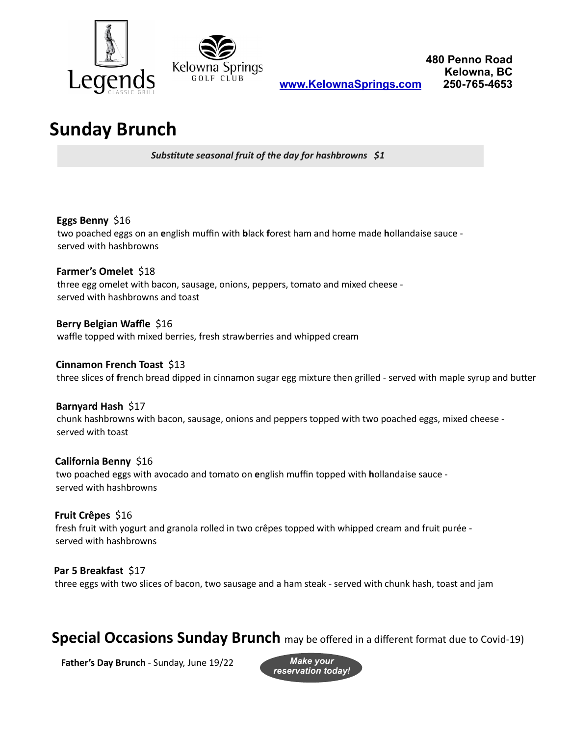Legends CLASSIC GRILL

Kelowna Springs GOLF CLUB

www.KelownaSprings.com

480 Penno Road
Kelowna, BC
250-765-4653

# Sunday Brunch

***Substitute seasonal fruit of the day for hashbrowns $1***

**Eggs Benny** $16
two poached eggs on an **e**nglish muffin with **b**lack **f**orest ham and home made **h**ollandaise sauce - served with hashbrowns

**Farmer's Omelet** $18
three egg omelet with bacon, sausage, onions, peppers, tomato and mixed cheese - served with hashbrowns and toast

**Berry Belgian Waffle** $16
waffle topped with mixed berries, fresh strawberries and whipped cream

**Cinnamon French Toast** $13
three slices of **f**rench bread dipped in cinnamon sugar egg mixture then grilled - served with maple syrup and butter

**Barnyard Hash** $17
chunk hashbrowns with bacon, sausage, onions and peppers topped with two poached eggs, mixed cheese - served with toast

**California Benny** $16
two poached eggs with avocado and tomato on **e**nglish muffin topped with **h**ollandaise sauce - served with hashbrowns

**Fruit Crêpes** $16
fresh fruit with yogurt and granola rolled in two crêpes topped with whipped cream and fruit purée - served with hashbrowns

**Par 5 Breakfast** $17
three eggs with two slices of bacon, two sausage and a ham steak - served with chunk hash, toast and jam

## Special Occasions Sunday Brunch may be offered in a different format due to Covid-19)

**Father's Day Brunch** - Sunday, June 19/22

***Make your reservation today!***